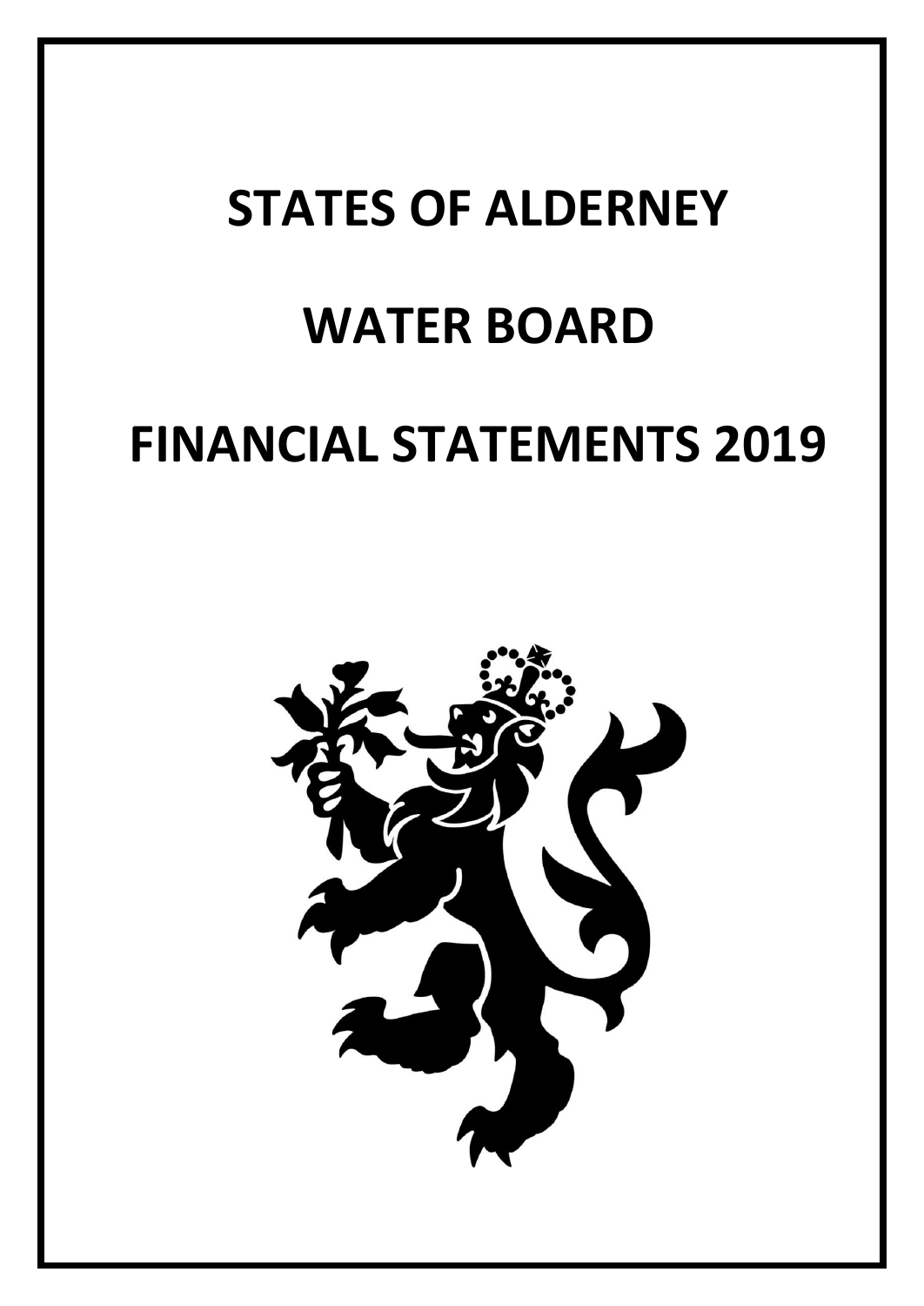# STATES OF ALDERNEY

# WATER BOARD

# FINANCIAL STATEMENTS 2019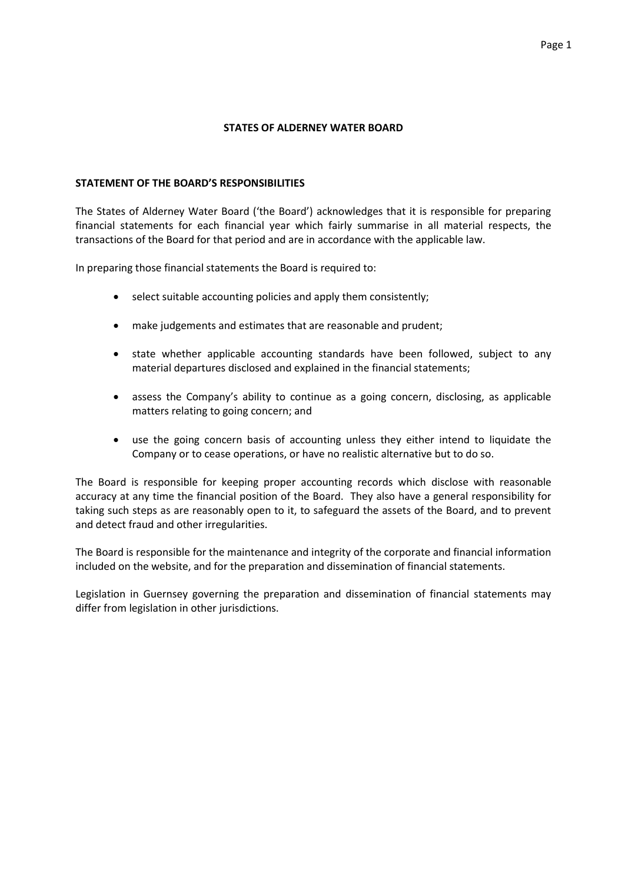# STATES OF ALDERNEY WATER BOARD

## STATEMENT OF THE BOARD'S RESPONSIBILITIES

The States of Alderney Water Board ('the Board') acknowledges that it is responsible for preparing financial statements for each financial year which fairly summarise in all material respects, the transactions of the Board for that period and are in accordance with the applicable law.

In preparing those financial statements the Board is required to:

- select suitable accounting policies and apply them consistently;
- make judgements and estimates that are reasonable and prudent;
- state whether applicable accounting standards have been followed, subject to any material departures disclosed and explained in the financial statements;
- assess the Company's ability to continue as a going concern, disclosing, as applicable matters relating to going concern; and
- use the going concern basis of accounting unless they either intend to liquidate the Company or to cease operations, or have no realistic alternative but to do so.

The Board is responsible for keeping proper accounting records which disclose with reasonable accuracy at any time the financial position of the Board. They also have a general responsibility for taking such steps as are reasonably open to it, to safeguard the assets of the Board, and to prevent and detect fraud and other irregularities.

The Board is responsible for the maintenance and integrity of the corporate and financial information included on the website, and for the preparation and dissemination of financial statements.

Legislation in Guernsey governing the preparation and dissemination of financial statements may differ from legislation in other jurisdictions.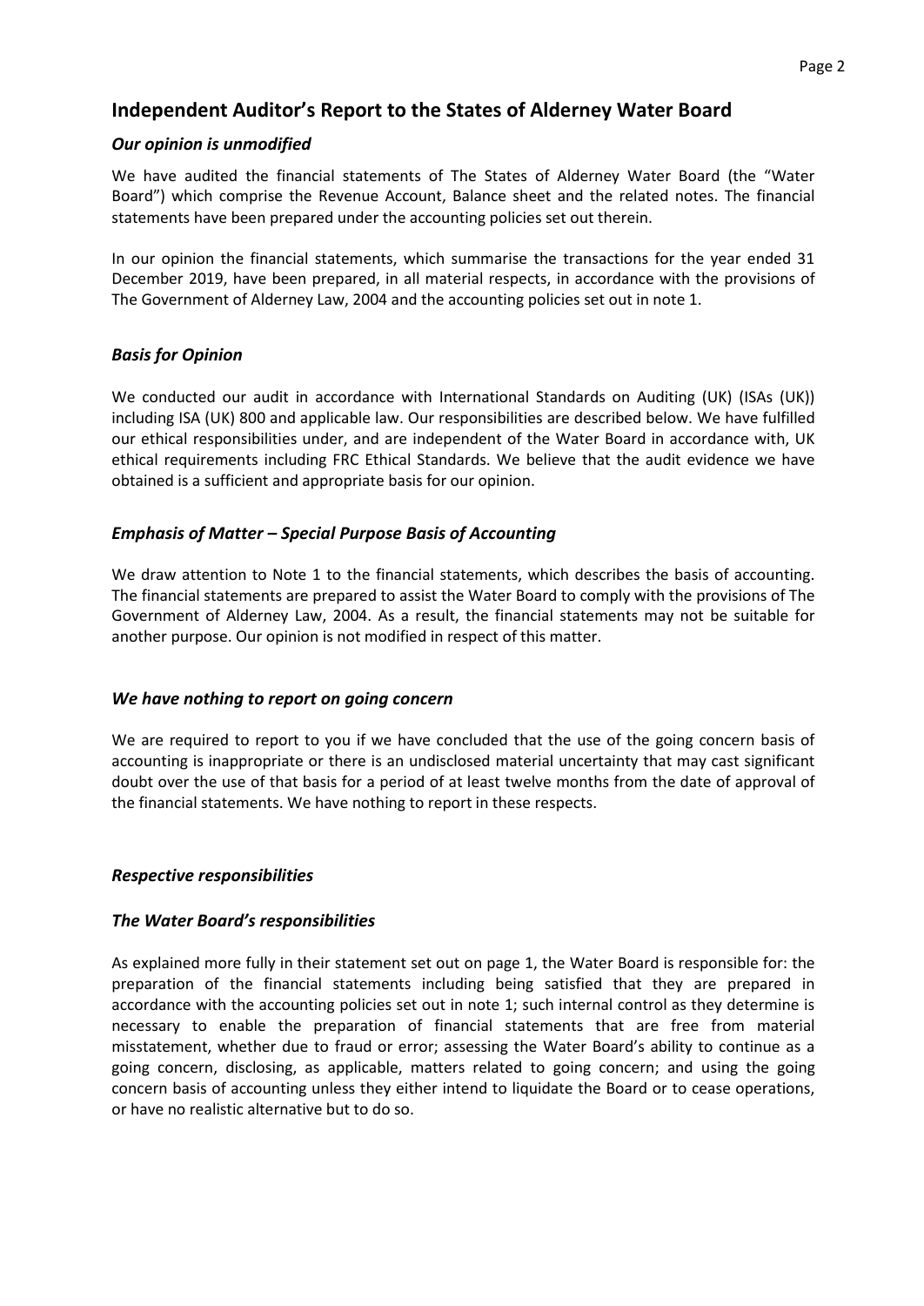## Independent Auditor's Report to the States of Alderney Water Board

### *Our opinion is unmodified*

We have audited the financial statements of The States of Alderney Water Board (the "Water Board") which comprise the Revenue Account, Balance sheet and the related notes. The financial statements have been prepared under the accounting policies set out therein.

In our opinion the financial statements, which summarise the transactions for the year ended 31 December 2019, have been prepared, in all material respects, in accordance with the provisions of The Government of Alderney Law, 2004 and the accounting policies set out in note 1.

### *Basis for Opinion*

We conducted our audit in accordance with International Standards on Auditing (UK) (ISAs (UK)) including ISA (UK) 800 and applicable law. Our responsibilities are described below. We have fulfilled our ethical responsibilities under, and are independent of the Water Board in accordance with, UK ethical requirements including FRC Ethical Standards. We believe that the audit evidence we have obtained is a sufficient and appropriate basis for our opinion.

### *Emphasis of Matter – Special Purpose Basis of Accounting*

We draw attention to Note 1 to the financial statements, which describes the basis of accounting. The financial statements are prepared to assist the Water Board to comply with the provisions of The Government of Alderney Law, 2004. As a result, the financial statements may not be suitable for another purpose. Our opinion is not modified in respect of this matter.

### *We have nothing to report on going concern*

We are required to report to you if we have concluded that the use of the going concern basis of accounting is inappropriate or there is an undisclosed material uncertainty that may cast significant doubt over the use of that basis for a period of at least twelve months from the date of approval of the financial statements. We have nothing to report in these respects.

### *Respective responsibilities*

### *The Water Board's responsibilities*

As explained more fully in their statement set out on page 1, the Water Board is responsible for: the preparation of the financial statements including being satisfied that they are prepared in accordance with the accounting policies set out in note 1; such internal control as they determine is necessary to enable the preparation of financial statements that are free from material misstatement, whether due to fraud or error; assessing the Water Board's ability to continue as a going concern, disclosing, as applicable, matters related to going concern; and using the going concern basis of accounting unless they either intend to liquidate the Board or to cease operations, or have no realistic alternative but to do so.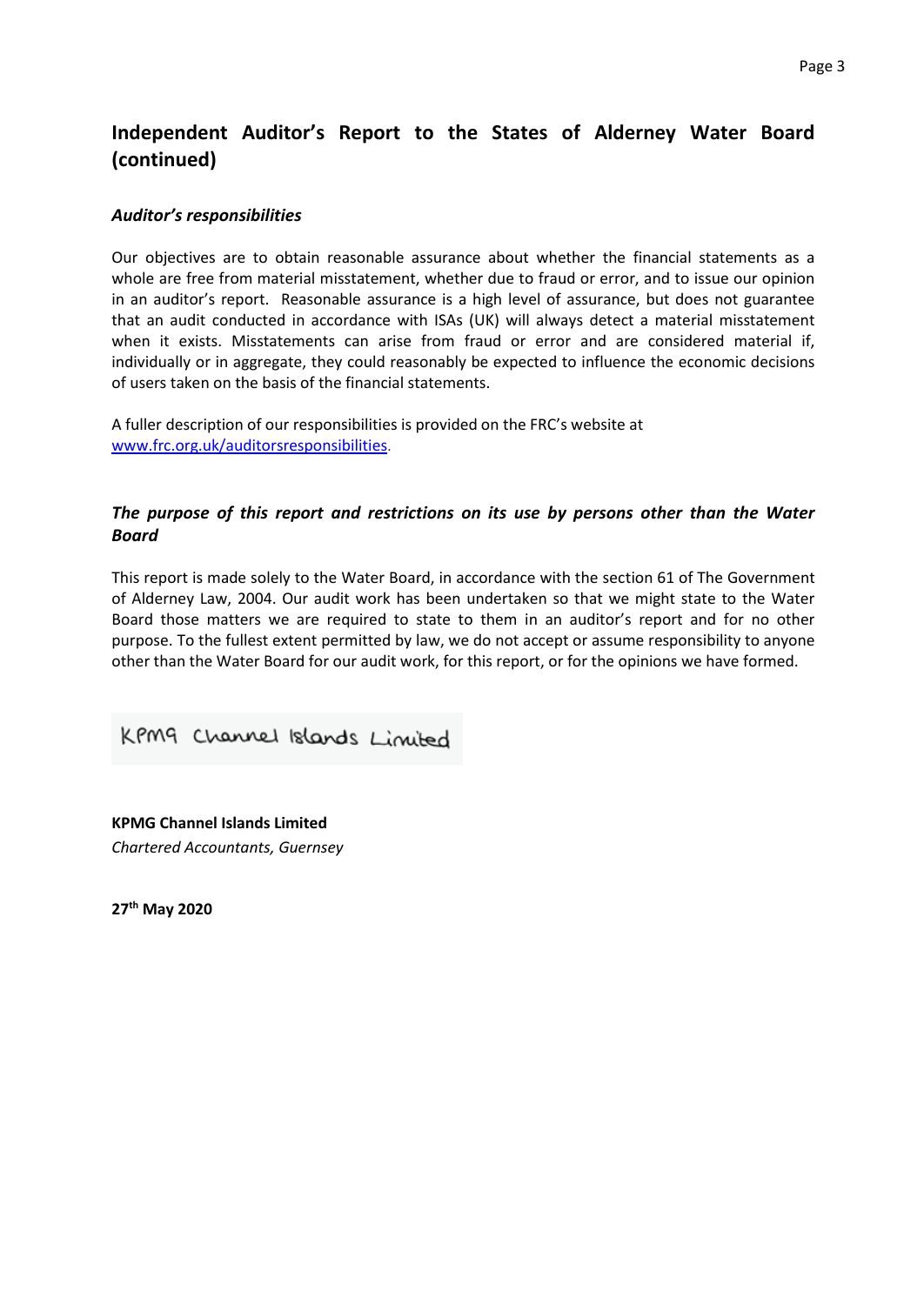## Independent Auditor's Report to the States of Alderney Water Board (continued)

### *Auditor's responsibilities*

Our objectives are to obtain reasonable assurance about whether the financial statements as a whole are free from material misstatement, whether due to fraud or error, and to issue our opinion in an auditor's report. Reasonable assurance is a high level of assurance, but does not guarantee that an audit conducted in accordance with ISAs (UK) will always detect a material misstatement when it exists. Misstatements can arise from fraud or error and are considered material if, individually or in aggregate, they could reasonably be expected to influence the economic decisions of users taken on the basis of the financial statements.

A fuller description of our responsibilities is provided on the FRC's website at www.frc.org.uk/auditorsresponsibilities.

### *The purpose of this report and restrictions on its use by persons other than the Water Board*

This report is made solely to the Water Board, in accordance with the section 61 of The Government of Alderney Law, 2004. Our audit work has been undertaken so that we might state to the Water Board those matters we are required to state to them in an auditor's report and for no other purpose. To the fullest extent permitted by law, we do not accept or assume responsibility to anyone other than the Water Board for our audit work, for this report, or for the opinions we have formed.

KPMG Channel Islands Limited

**KPMG Channel Islands Limited**
*Chartered Accountants, Guernsey*

**27th May 2020**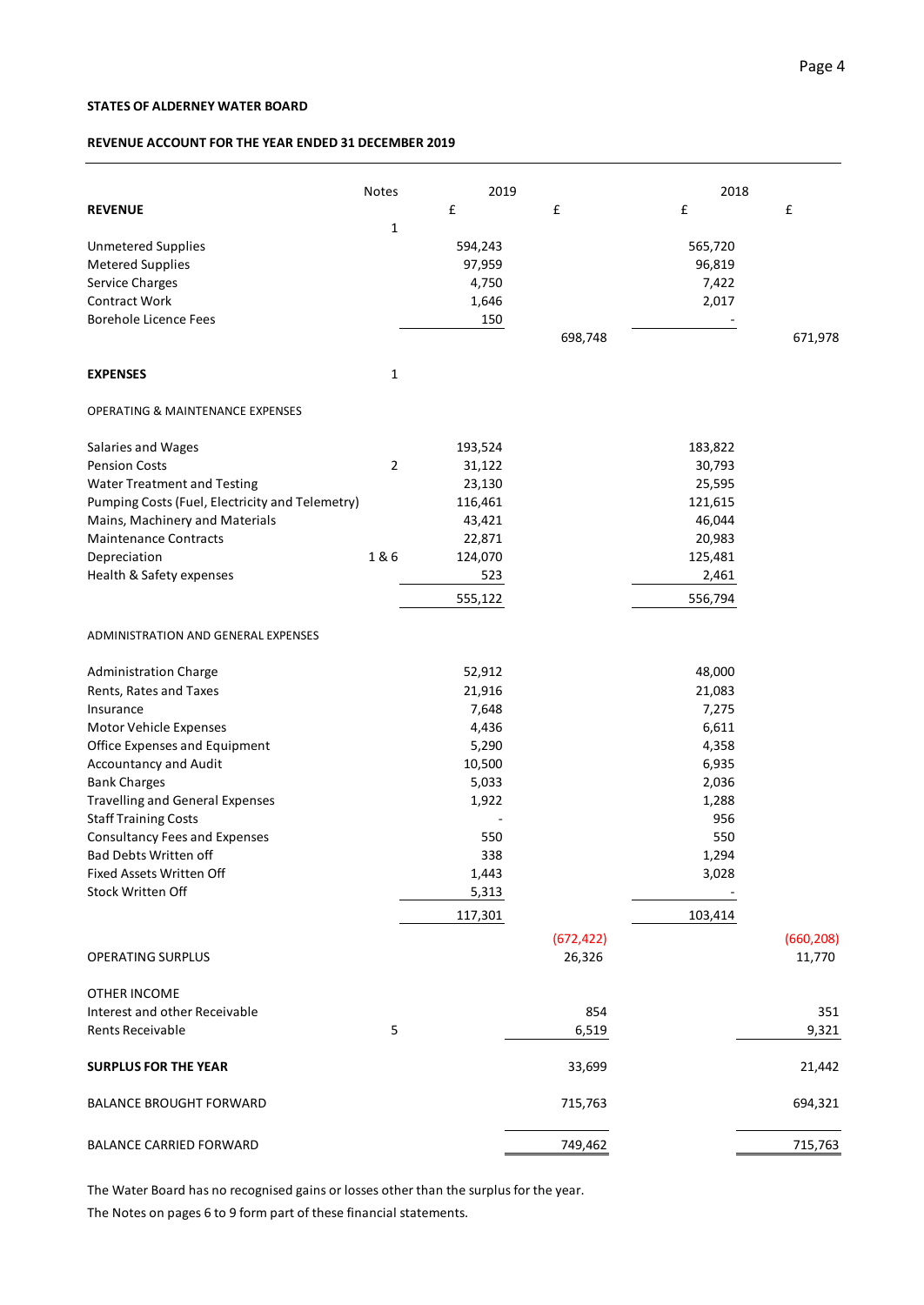**STATES OF ALDERNEY WATER BOARD**

**REVENUE ACCOUNT FOR THE YEAR ENDED 31 DECEMBER 2019**

| | Notes | 2019 £ | 2019 £ | 2018 £ | 2018 £ |
|---|---|---|---|---|---|
| **REVENUE** | 1 | | | | |
| Unmetered Supplies | | 594,243 | | 565,720 | |
| Metered Supplies | | 97,959 | | 96,819 | |
| Service Charges | | 4,750 | | 7,422 | |
| Contract Work | | 1,646 | | 2,017 | |
| Borehole Licence Fees | | 150 | | - | |
| | | | 698,748 | | 671,978 |
| **EXPENSES** | 1 | | | | |
| OPERATING & MAINTENANCE EXPENSES | | | | | |
| Salaries and Wages | | 193,524 | | 183,822 | |
| Pension Costs | 2 | 31,122 | | 30,793 | |
| Water Treatment and Testing | | 23,130 | | 25,595 | |
| Pumping Costs (Fuel, Electricity and Telemetry) | | 116,461 | | 121,615 | |
| Mains, Machinery and Materials | | 43,421 | | 46,044 | |
| Maintenance Contracts | | 22,871 | | 20,983 | |
| Depreciation | 1 & 6 | 124,070 | | 125,481 | |
| Health & Safety expenses | | 523 | | 2,461 | |
| | | 555,122 | | 556,794 | |
| ADMINISTRATION AND GENERAL EXPENSES | | | | | |
| Administration Charge | | 52,912 | | 48,000 | |
| Rents, Rates and Taxes | | 21,916 | | 21,083 | |
| Insurance | | 7,648 | | 7,275 | |
| Motor Vehicle Expenses | | 4,436 | | 6,611 | |
| Office Expenses and Equipment | | 5,290 | | 4,358 | |
| Accountancy and Audit | | 10,500 | | 6,935 | |
| Bank Charges | | 5,033 | | 2,036 | |
| Travelling and General Expenses | | 1,922 | | 1,288 | |
| Staff Training Costs | | - | | 956 | |
| Consultancy Fees and Expenses | | 550 | | 550 | |
| Bad Debts Written off | | 338 | | 1,294 | |
| Fixed Assets Written Off | | 1,443 | | 3,028 | |
| Stock Written Off | | 5,313 | | - | |
| | | 117,301 | | 103,414 | |
| | | | (672,422) | | (660,208) |
| OPERATING SURPLUS | | | 26,326 | | 11,770 |
| OTHER INCOME | | | | | |
| Interest and other Receivable | | | 854 | | 351 |
| Rents Receivable | 5 | | 6,519 | | 9,321 |
| **SURPLUS FOR THE YEAR** | | | 33,699 | | 21,442 |
| BALANCE BROUGHT FORWARD | | | 715,763 | | 694,321 |
| BALANCE CARRIED FORWARD | | | 749,462 | | 715,763 |

The Water Board has no recognised gains or losses other than the surplus for the year.

The Notes on pages 6 to 9 form part of these financial statements.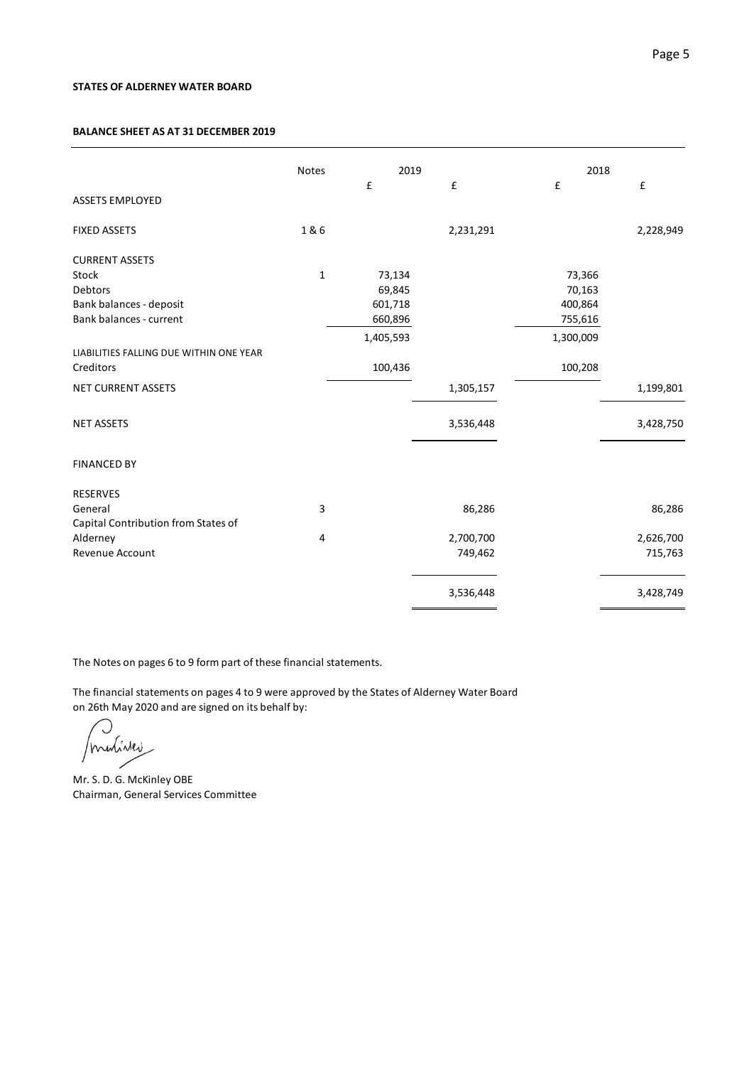**STATES OF ALDERNEY WATER BOARD**

**BALANCE SHEET AS AT 31 DECEMBER 2019**

| | Notes | 2019 | | 2018 | |
|---|---|---|---|---|---|
| | | £ | £ | £ | £ |
| ASSETS EMPLOYED | | | | | |
| FIXED ASSETS | 1 & 6 | | 2,231,291 | | 2,228,949 |
| CURRENT ASSETS | | | | | |
| Stock | 1 | 73,134 | | 73,366 | |
| Debtors | | 69,845 | | 70,163 | |
| Bank balances - deposit | | 601,718 | | 400,864 | |
| Bank balances - current | | 660,896 | | 755,616 | |
| | | 1,405,593 | | 1,300,009 | |
| LIABILITIES FALLING DUE WITHIN ONE YEAR | | | | | |
| Creditors | | 100,436 | | 100,208 | |
| NET CURRENT ASSETS | | | 1,305,157 | | 1,199,801 |
| NET ASSETS | | | 3,536,448 | | 3,428,750 |
| FINANCED BY | | | | | |
| RESERVES | | | | | |
| General | 3 | | 86,286 | | 86,286 |
| Capital Contribution from States of Alderney | 4 | | 2,700,700 | | 2,626,700 |
| Revenue Account | | | 749,462 | | 715,763 |
| | | | 3,536,448 | | 3,428,749 |

The Notes on pages 6 to 9 form part of these financial statements.

The financial statements on pages 4 to 9 were approved by the States of Alderney Water Board on 26th May 2020 and are signed on its behalf by:

Mr. S. D. G. McKinley OBE
Chairman, General Services Committee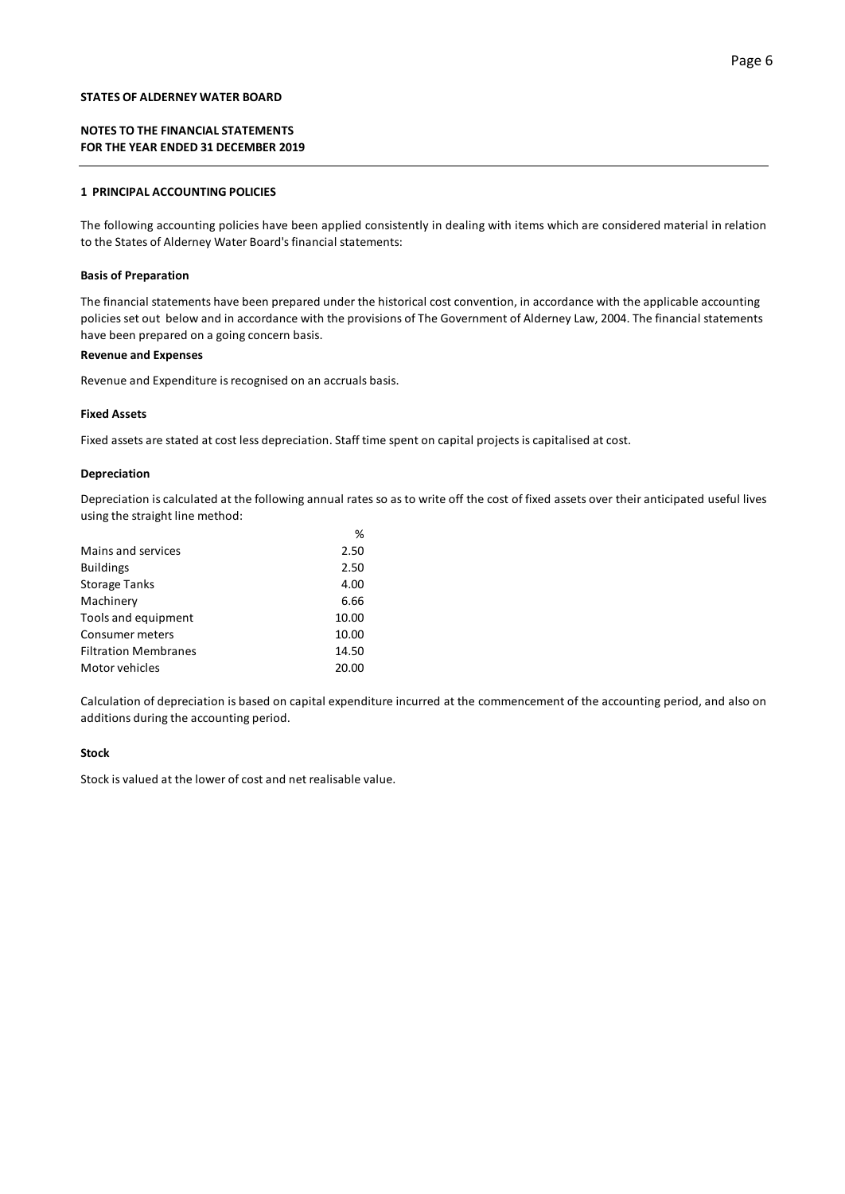**STATES OF ALDERNEY WATER BOARD**

**NOTES TO THE FINANCIAL STATEMENTS**
**FOR THE YEAR ENDED 31 DECEMBER 2019**

## 1 PRINCIPAL ACCOUNTING POLICIES

The following accounting policies have been applied consistently in dealing with items which are considered material in relation to the States of Alderney Water Board's financial statements:

### Basis of Preparation

The financial statements have been prepared under the historical cost convention, in accordance with the applicable accounting policies set out below and in accordance with the provisions of The Government of Alderney Law, 2004. The financial statements have been prepared on a going concern basis.

### Revenue and Expenses

Revenue and Expenditure is recognised on an accruals basis.

### Fixed Assets

Fixed assets are stated at cost less depreciation. Staff time spent on capital projects is capitalised at cost.

### Depreciation

Depreciation is calculated at the following annual rates so as to write off the cost of fixed assets over their anticipated useful lives using the straight line method:

| | % |
|---|---|
| Mains and services | 2.50 |
| Buildings | 2.50 |
| Storage Tanks | 4.00 |
| Machinery | 6.66 |
| Tools and equipment | 10.00 |
| Consumer meters | 10.00 |
| Filtration Membranes | 14.50 |
| Motor vehicles | 20.00 |

Calculation of depreciation is based on capital expenditure incurred at the commencement of the accounting period, and also on additions during the accounting period.

### Stock

Stock is valued at the lower of cost and net realisable value.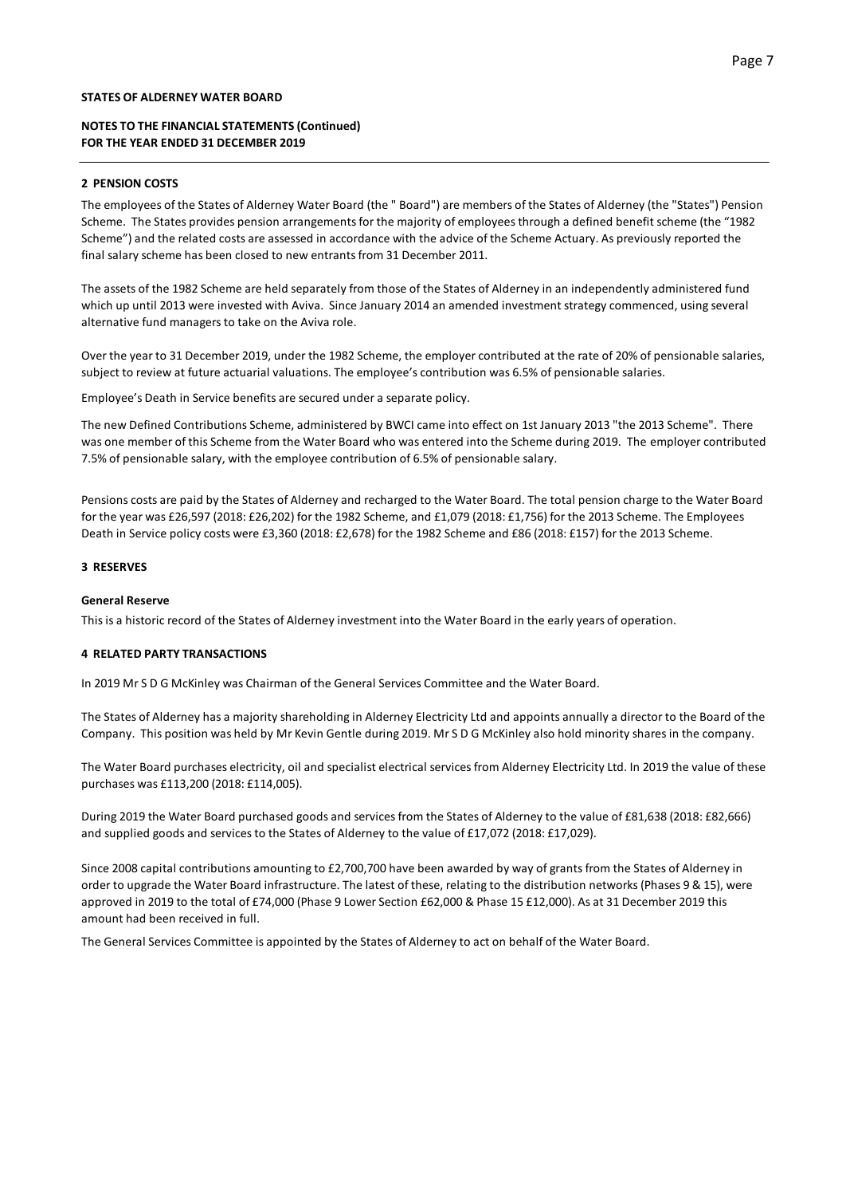**STATES OF ALDERNEY WATER BOARD**

**NOTES TO THE FINANCIAL STATEMENTS (Continued)**
**FOR THE YEAR ENDED 31 DECEMBER 2019**

## 2 PENSION COSTS

The employees of the States of Alderney Water Board (the " Board") are members of the States of Alderney (the "States") Pension Scheme. The States provides pension arrangements for the majority of employees through a defined benefit scheme (the "1982 Scheme") and the related costs are assessed in accordance with the advice of the Scheme Actuary. As previously reported the final salary scheme has been closed to new entrants from 31 December 2011.

The assets of the 1982 Scheme are held separately from those of the States of Alderney in an independently administered fund which up until 2013 were invested with Aviva. Since January 2014 an amended investment strategy commenced, using several alternative fund managers to take on the Aviva role.

Over the year to 31 December 2019, under the 1982 Scheme, the employer contributed at the rate of 20% of pensionable salaries, subject to review at future actuarial valuations. The employee's contribution was 6.5% of pensionable salaries.

Employee's Death in Service benefits are secured under a separate policy.

The new Defined Contributions Scheme, administered by BWCI came into effect on 1st January 2013 "the 2013 Scheme". There was one member of this Scheme from the Water Board who was entered into the Scheme during 2019. The employer contributed 7.5% of pensionable salary, with the employee contribution of 6.5% of pensionable salary.

Pensions costs are paid by the States of Alderney and recharged to the Water Board. The total pension charge to the Water Board for the year was £26,597 (2018: £26,202) for the 1982 Scheme, and £1,079 (2018: £1,756) for the 2013 Scheme. The Employees Death in Service policy costs were £3,360 (2018: £2,678) for the 1982 Scheme and £86 (2018: £157) for the 2013 Scheme.

## 3 RESERVES

**General Reserve**

This is a historic record of the States of Alderney investment into the Water Board in the early years of operation.

## 4 RELATED PARTY TRANSACTIONS

In 2019 Mr S D G McKinley was Chairman of the General Services Committee and the Water Board.

The States of Alderney has a majority shareholding in Alderney Electricity Ltd and appoints annually a director to the Board of the Company. This position was held by Mr Kevin Gentle during 2019. Mr S D G McKinley also hold minority shares in the company.

The Water Board purchases electricity, oil and specialist electrical services from Alderney Electricity Ltd. In 2019 the value of these purchases was £113,200 (2018: £114,005).

During 2019 the Water Board purchased goods and services from the States of Alderney to the value of £81,638 (2018: £82,666) and supplied goods and services to the States of Alderney to the value of £17,072 (2018: £17,029).

Since 2008 capital contributions amounting to £2,700,700 have been awarded by way of grants from the States of Alderney in order to upgrade the Water Board infrastructure. The latest of these, relating to the distribution networks (Phases 9 & 15), were approved in 2019 to the total of £74,000 (Phase 9 Lower Section £62,000 & Phase 15 £12,000). As at 31 December 2019 this amount had been received in full.

The General Services Committee is appointed by the States of Alderney to act on behalf of the Water Board.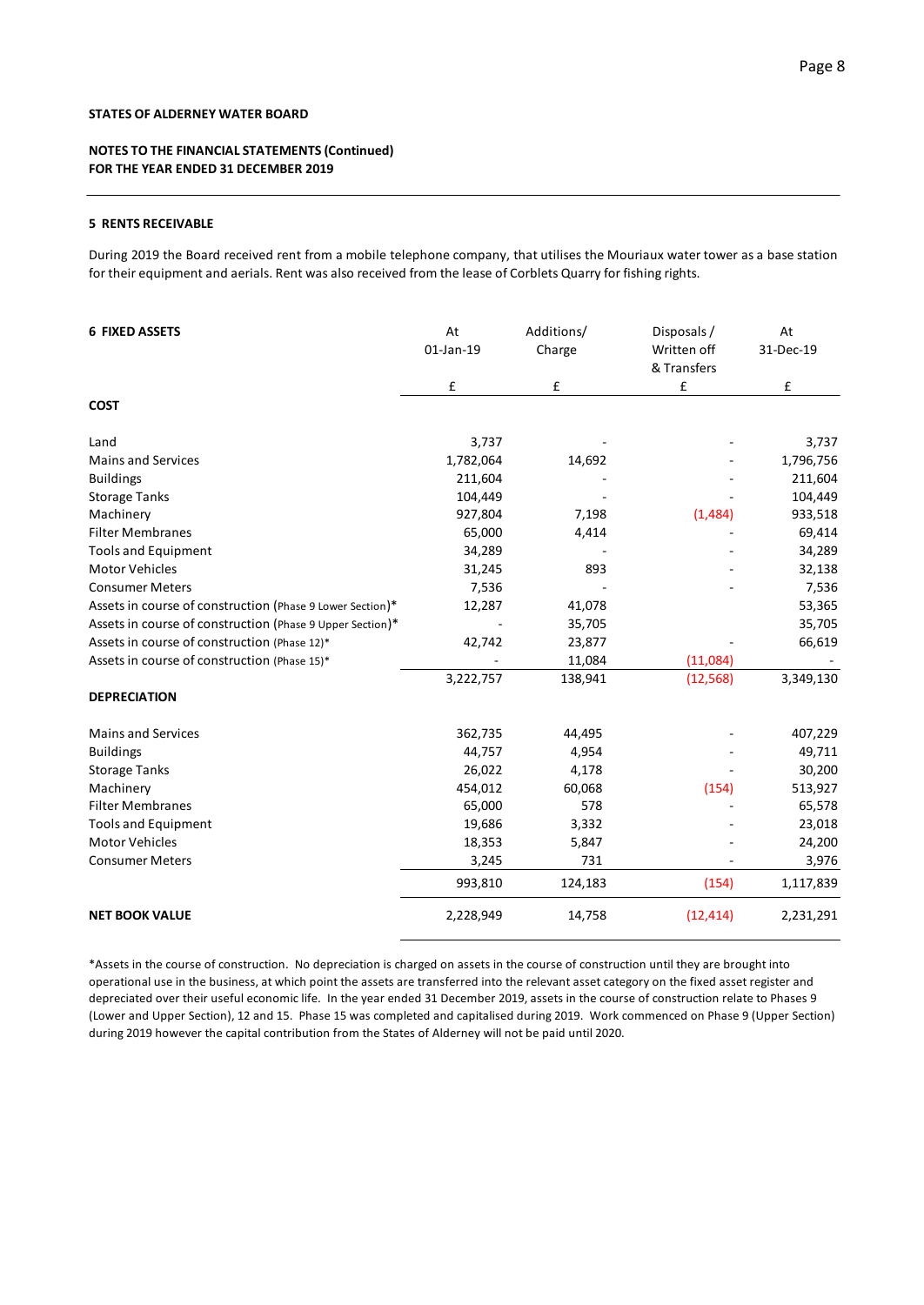**STATES OF ALDERNEY WATER BOARD**

**NOTES TO THE FINANCIAL STATEMENTS (Continued)**
**FOR THE YEAR ENDED 31 DECEMBER 2019**

### 5 RENTS RECEIVABLE

During 2019 the Board received rent from a mobile telephone company, that utilises the Mouriaux water tower as a base station for their equipment and aerials. Rent was also received from the lease of Corblets Quarry for fishing rights.

### 6 FIXED ASSETS

| | At 01-Jan-19 | Additions/ Charge | Disposals / Written off & Transfers | At 31-Dec-19 |
|---|---|---|---|---|
| | £ | £ | £ | £ |
| **COST** | | | | |
| Land | 3,737 | - | - | 3,737 |
| Mains and Services | 1,782,064 | 14,692 | - | 1,796,756 |
| Buildings | 211,604 | - | - | 211,604 |
| Storage Tanks | 104,449 | - | - | 104,449 |
| Machinery | 927,804 | 7,198 | (1,484) | 933,518 |
| Filter Membranes | 65,000 | 4,414 | - | 69,414 |
| Tools and Equipment | 34,289 | - | - | 34,289 |
| Motor Vehicles | 31,245 | 893 | - | 32,138 |
| Consumer Meters | 7,536 | - | - | 7,536 |
| Assets in course of construction (Phase 9 Lower Section)* | 12,287 | 41,078 | | 53,365 |
| Assets in course of construction (Phase 9 Upper Section)* | - | 35,705 | | 35,705 |
| Assets in course of construction (Phase 12)* | 42,742 | 23,877 | - | 66,619 |
| Assets in course of construction (Phase 15)* | - | 11,084 | (11,084) | - |
| | 3,222,757 | 138,941 | (12,568) | 3,349,130 |
| **DEPRECIATION** | | | | |
| Mains and Services | 362,735 | 44,495 | - | 407,229 |
| Buildings | 44,757 | 4,954 | - | 49,711 |
| Storage Tanks | 26,022 | 4,178 | - | 30,200 |
| Machinery | 454,012 | 60,068 | (154) | 513,927 |
| Filter Membranes | 65,000 | 578 | - | 65,578 |
| Tools and Equipment | 19,686 | 3,332 | - | 23,018 |
| Motor Vehicles | 18,353 | 5,847 | - | 24,200 |
| Consumer Meters | 3,245 | 731 | - | 3,976 |
| | 993,810 | 124,183 | (154) | 1,117,839 |
| **NET BOOK VALUE** | 2,228,949 | 14,758 | (12,414) | 2,231,291 |

*Assets in the course of construction. No depreciation is charged on assets in the course of construction until they are brought into operational use in the business, at which point the assets are transferred into the relevant asset category on the fixed asset register and depreciated over their useful economic life. In the year ended 31 December 2019, assets in the course of construction relate to Phases 9 (Lower and Upper Section), 12 and 15. Phase 15 was completed and capitalised during 2019. Work commenced on Phase 9 (Upper Section) during 2019 however the capital contribution from the States of Alderney will not be paid until 2020.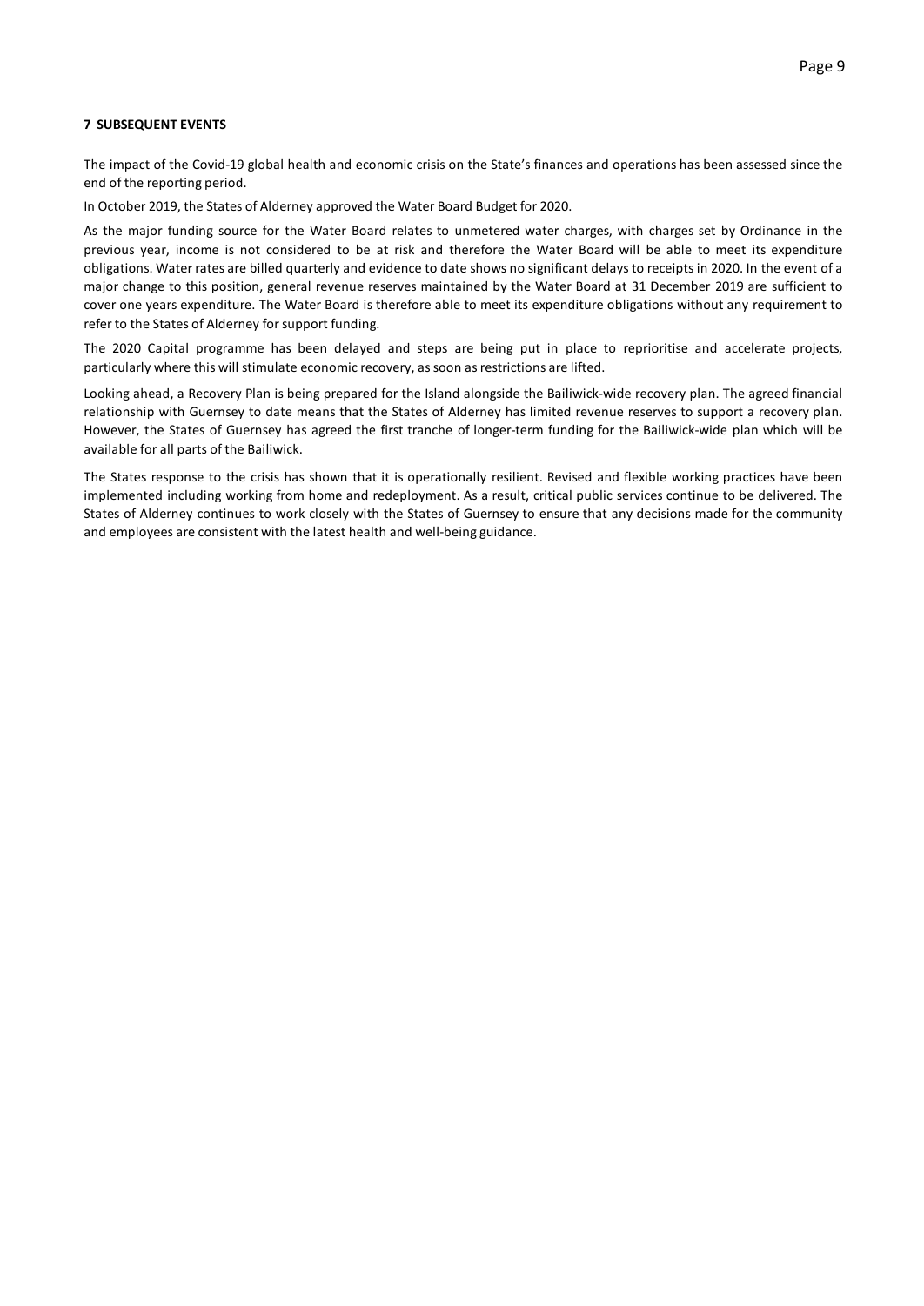## 7 SUBSEQUENT EVENTS

The impact of the Covid-19 global health and economic crisis on the State's finances and operations has been assessed since the end of the reporting period.

In October 2019, the States of Alderney approved the Water Board Budget for 2020.

As the major funding source for the Water Board relates to unmetered water charges, with charges set by Ordinance in the previous year, income is not considered to be at risk and therefore the Water Board will be able to meet its expenditure obligations. Water rates are billed quarterly and evidence to date shows no significant delays to receipts in 2020. In the event of a major change to this position, general revenue reserves maintained by the Water Board at 31 December 2019 are sufficient to cover one years expenditure. The Water Board is therefore able to meet its expenditure obligations without any requirement to refer to the States of Alderney for support funding.

The 2020 Capital programme has been delayed and steps are being put in place to reprioritise and accelerate projects, particularly where this will stimulate economic recovery, as soon as restrictions are lifted.

Looking ahead, a Recovery Plan is being prepared for the Island alongside the Bailiwick-wide recovery plan. The agreed financial relationship with Guernsey to date means that the States of Alderney has limited revenue reserves to support a recovery plan. However, the States of Guernsey has agreed the first tranche of longer-term funding for the Bailiwick-wide plan which will be available for all parts of the Bailiwick.

The States response to the crisis has shown that it is operationally resilient. Revised and flexible working practices have been implemented including working from home and redeployment. As a result, critical public services continue to be delivered. The States of Alderney continues to work closely with the States of Guernsey to ensure that any decisions made for the community and employees are consistent with the latest health and well-being guidance.